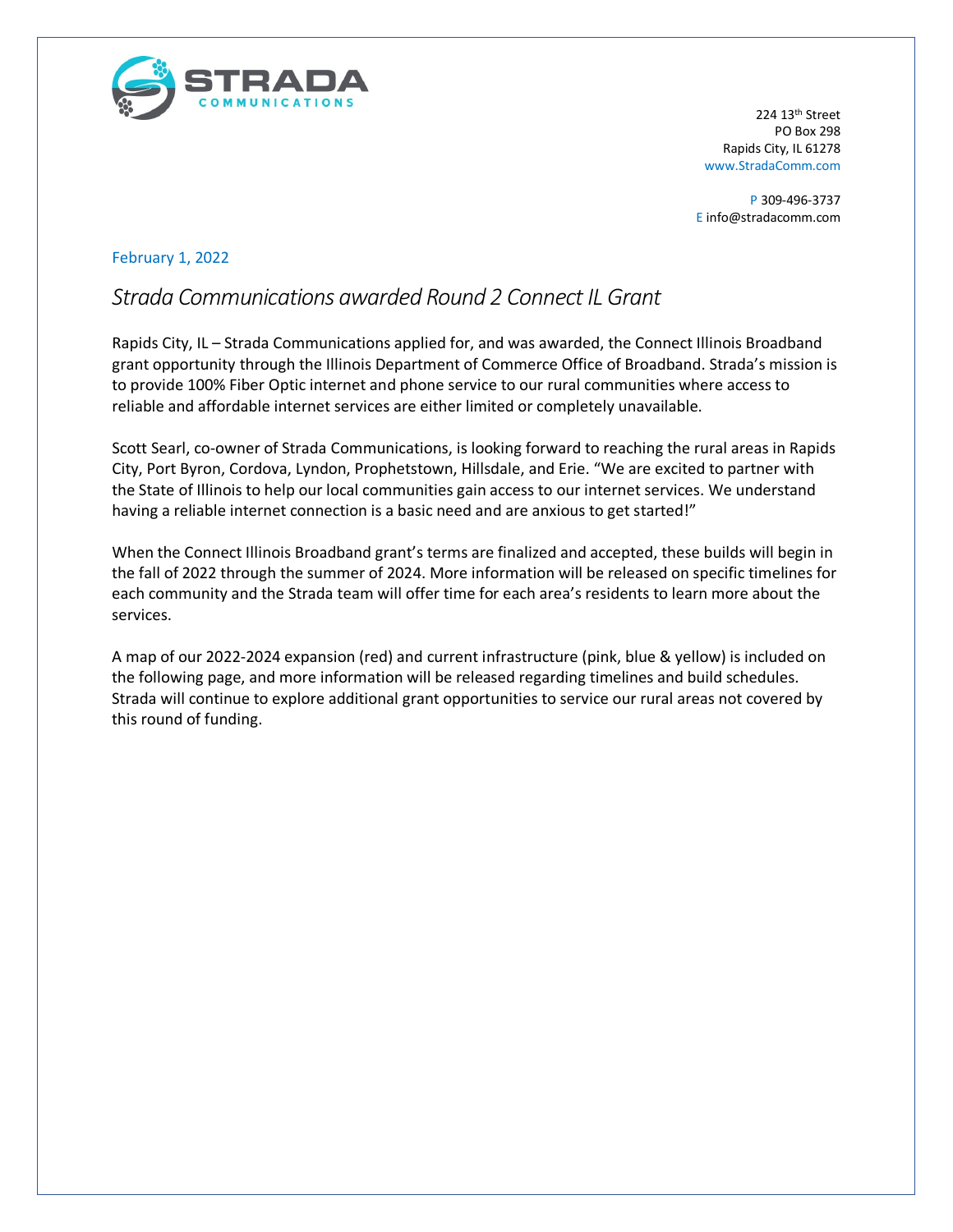STRADA COMMUNICATIONS

224 13th Street
PO Box 298
Rapids City, IL 61278
www.StradaComm.com

P 309-496-3737
E info@stradacomm.com

February 1, 2022

# *Strada Communications awarded Round 2 Connect IL Grant*

Rapids City, IL – Strada Communications applied for, and was awarded, the Connect Illinois Broadband grant opportunity through the Illinois Department of Commerce Office of Broadband. Strada's mission is to provide 100% Fiber Optic internet and phone service to our rural communities where access to reliable and affordable internet services are either limited or completely unavailable.

Scott Searl, co-owner of Strada Communications, is looking forward to reaching the rural areas in Rapids City, Port Byron, Cordova, Lyndon, Prophetstown, Hillsdale, and Erie. "We are excited to partner with the State of Illinois to help our local communities gain access to our internet services. We understand having a reliable internet connection is a basic need and are anxious to get started!"

When the Connect Illinois Broadband grant's terms are finalized and accepted, these builds will begin in the fall of 2022 through the summer of 2024. More information will be released on specific timelines for each community and the Strada team will offer time for each area's residents to learn more about the services.

A map of our 2022-2024 expansion (red) and current infrastructure (pink, blue & yellow) is included on the following page, and more information will be released regarding timelines and build schedules. Strada will continue to explore additional grant opportunities to service our rural areas not covered by this round of funding.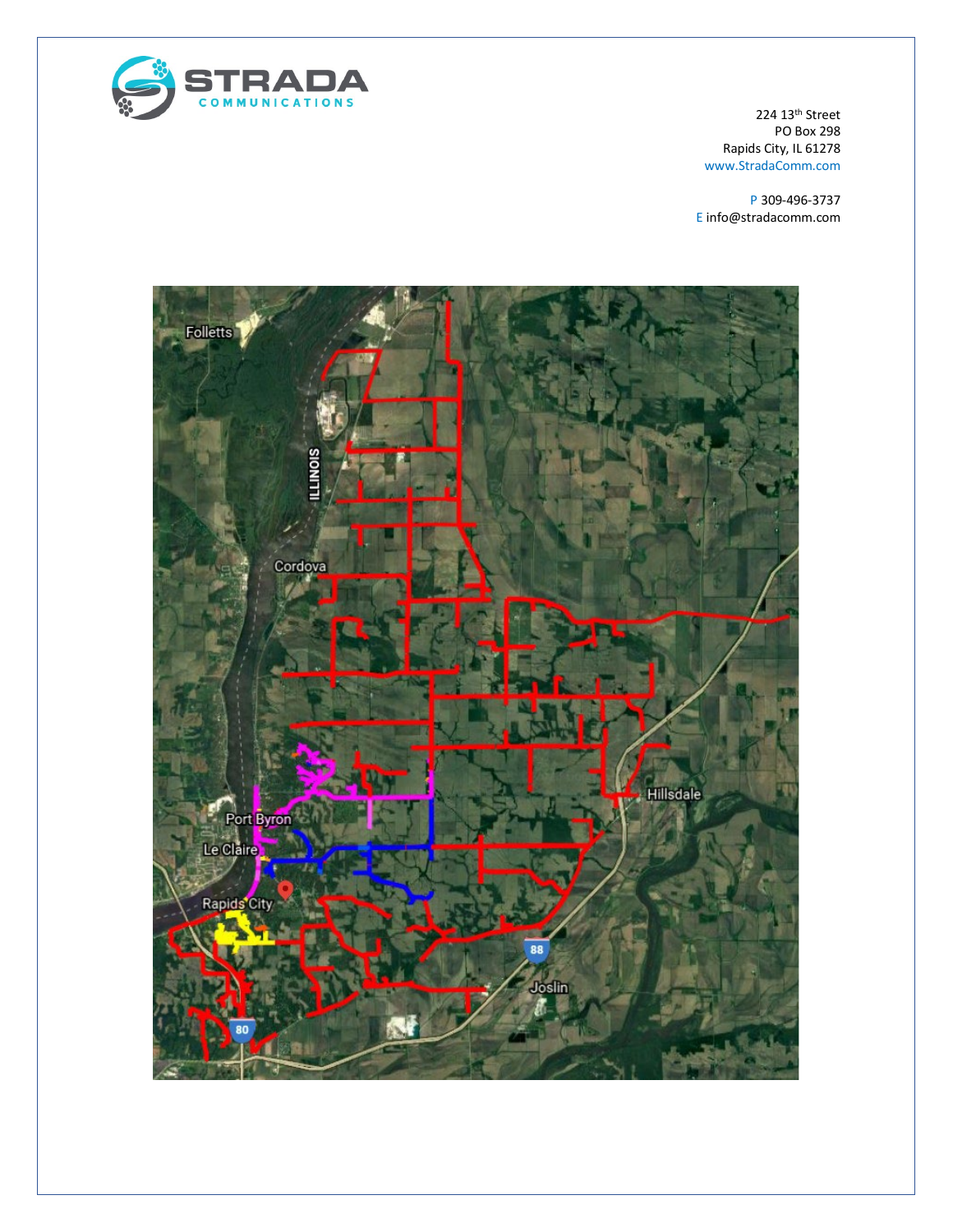STRADA COMMUNICATIONS

224 13th Street
PO Box 298
Rapids City, IL 61278
www.StradaComm.com

P 309-496-3737
E info@stradacomm.com

Folletts
ILLINOIS
Cordova
Port Byron
Le Claire
Rapids City
Hillsdale
88
Joslin
80